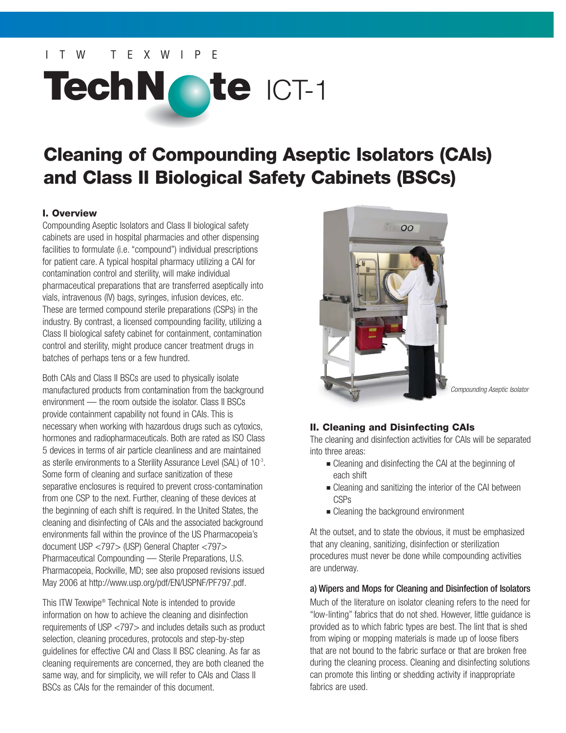I T W T E X W I P E

# TechNote ICT-1

# Cleaning of Compounding Aseptic Isolators (CAIs) and Class II Biological Safety Cabinets (BSCs)

### I. Overview

Compounding Aseptic Isolators and Class II biological safety cabinets are used in hospital pharmacies and other dispensing facilities to formulate (i.e. "compound") individual prescriptions for patient care. A typical hospital pharmacy utilizing a CAI for contamination control and sterility, will make individual pharmaceutical preparations that are transferred aseptically into vials, intravenous (IV) bags, syringes, infusion devices, etc. These are termed compound sterile preparations (CSPs) in the industry. By contrast, a licensed compounding facility, utilizing a Class II biological safety cabinet for containment, contamination control and sterility, might produce cancer treatment drugs in batches of perhaps tens or a few hundred.

Both CAIs and Class II BSCs are used to physically isolate manufactured products from contamination from the background environment — the room outside the isolator. Class II BSCs provide containment capability not found in CAIs. This is necessary when working with hazardous drugs such as cytoxics, hormones and radiopharmaceuticals. Both are rated as ISO Class 5 devices in terms of air particle cleanliness and are maintained as sterile environments to a Sterility Assurance Level (SAL) of $10^{-3}$. Some form of cleaning and surface sanitization of these separative enclosures is required to prevent cross-contamination from one CSP to the next. Further, cleaning of these devices at the beginning of each shift is required. In the United States, the cleaning and disinfecting of CAIs and the associated background environments fall within the province of the US Pharmacopeia's document USP <797> (USP) General Chapter <797> Pharmaceutical Compounding — Sterile Preparations, U.S. Pharmacopeia, Rockville, MD; see also proposed revisions issued May 2006 at http://www.usp.org/pdf/EN/USPNF/PF797.pdf.

This ITW Texwipe® Technical Note is intended to provide information on how to achieve the cleaning and disinfection requirements of USP <797> and includes details such as product selection, cleaning procedures, protocols and step-by-step guidelines for effective CAI and Class II BSC cleaning. As far as cleaning requirements are concerned, they are both cleaned the same way, and for simplicity, we will refer to CAIs and Class II BSCs as CAIs for the remainder of this document.

*Compounding Aseptic Isolator*

### II. Cleaning and Disinfecting CAIs

The cleaning and disinfection activities for CAIs will be separated into three areas:

- Cleaning and disinfecting the CAI at the beginning of each shift
- Cleaning and sanitizing the interior of the CAI between CSPs
- Cleaning the background environment

At the outset, and to state the obvious, it must be emphasized that any cleaning, sanitizing, disinfection or sterilization procedures must never be done while compounding activities are underway.

#### a) Wipers and Mops for Cleaning and Disinfection of Isolators

Much of the literature on isolator cleaning refers to the need for "low-linting" fabrics that do not shed. However, little guidance is provided as to which fabric types are best. The lint that is shed from wiping or mopping materials is made up of loose fibers that are not bound to the fabric surface or that are broken free during the cleaning process. Cleaning and disinfecting solutions can promote this linting or shedding activity if inappropriate fabrics are used.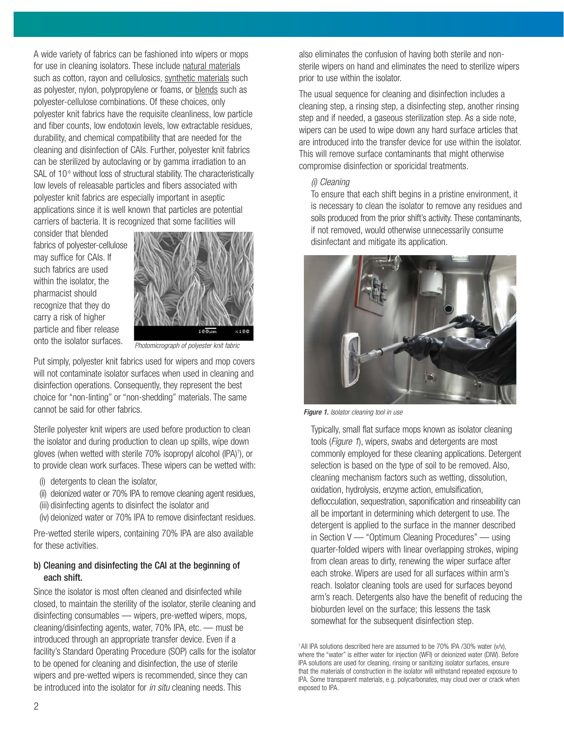A wide variety of fabrics can be fashioned into wipers or mops for use in cleaning isolators. These include natural materials such as cotton, rayon and cellulosics, synthetic materials such as polyester, nylon, polypropylene or foams, or blends such as polyester-cellulose combinations. Of these choices, only polyester knit fabrics have the requisite cleanliness, low particle and fiber counts, low endotoxin levels, low extractable residues, durability, and chemical compatibility that are needed for the cleaning and disinfection of CAIs. Further, polyester knit fabrics can be sterilized by autoclaving or by gamma irradiation to an SAL of $10^{-6}$ without loss of structural stability. The characteristically low levels of releasable particles and fibers associated with polyester knit fabrics are especially important in aseptic applications since it is well known that particles are potential carriers of bacteria. It is recognized that some facilities will consider that blended fabrics of polyester-cellulose may suffice for CAIs. If such fabrics are used within the isolator, the pharmacist should recognize that they do carry a risk of higher particle and fiber release onto the isolator surfaces.

*Photomicrograph of polyester knit fabric*

Put simply, polyester knit fabrics used for wipers and mop covers will not contaminate isolator surfaces when used in cleaning and disinfection operations. Consequently, they represent the best choice for "non-linting" or "non-shedding" materials. The same cannot be said for other fabrics.

Sterile polyester knit wipers are used before production to clean the isolator and during production to clean up spills, wipe down gloves (when wetted with sterile 70% isopropyl alcohol (IPA)[1]), or to provide clean work surfaces. These wipers can be wetted with:

(i) detergents to clean the isolator,
(ii) deionized water or 70% IPA to remove cleaning agent residues,
(iii) disinfecting agents to disinfect the isolator and
(iv) deionized water or 70% IPA to remove disinfectant residues.

Pre-wetted sterile wipers, containing 70% IPA are also available for these activities.

### b) Cleaning and disinfecting the CAI at the beginning of each shift.

Since the isolator is most often cleaned and disinfected while closed, to maintain the sterility of the isolator, sterile cleaning and disinfecting consumables — wipers, pre-wetted wipers, mops, cleaning/disinfecting agents, water, 70% IPA, etc. — must be introduced through an appropriate transfer device. Even if a facility's Standard Operating Procedure (SOP) calls for the isolator to be opened for cleaning and disinfection, the use of sterile wipers and pre-wetted wipers is recommended, since they can be introduced into the isolator for *in situ* cleaning needs. This also eliminates the confusion of having both sterile and non-sterile wipers on hand and eliminates the need to sterilize wipers prior to use within the isolator.

The usual sequence for cleaning and disinfection includes a cleaning step, a rinsing step, a disinfecting step, another rinsing step and if needed, a gaseous sterilization step. As a side note, wipers can be used to wipe down any hard surface articles that are introduced into the transfer device for use within the isolator. This will remove surface contaminants that might otherwise compromise disinfection or sporicidal treatments.

*(i) Cleaning*

To ensure that each shift begins in a pristine environment, it is necessary to clean the isolator to remove any residues and soils produced from the prior shift's activity. These contaminants, if not removed, would otherwise unnecessarily consume disinfectant and mitigate its application.

***Figure 1.*** *Isolator cleaning tool in use*

Typically, small flat surface mops known as isolator cleaning tools (*Figure 1*), wipers, swabs and detergents are most commonly employed for these cleaning applications. Detergent selection is based on the type of soil to be removed. Also, cleaning mechanism factors such as wetting, dissolution, oxidation, hydrolysis, enzyme action, emulsification, deflocculation, sequestration, saponification and rinseability can all be important in determining which detergent to use. The detergent is applied to the surface in the manner described in Section V — "Optimum Cleaning Procedures" — using quarter-folded wipers with linear overlapping strokes, wiping from clean areas to dirty, renewing the wiper surface after each stroke. Wipers are used for all surfaces within arm's reach. Isolator cleaning tools are used for surfaces beyond arm's reach. Detergents also have the benefit of reducing the bioburden level on the surface; this lessens the task somewhat for the subsequent disinfection step.

[1] All IPA solutions described here are assumed to be 70% IPA /30% water (v/v), where the "water" is either water for injection (WFI) or deionized water (DIW). Before IPA solutions are used for cleaning, rinsing or sanitizing isolator surfaces, ensure that the materials of construction in the isolator will withstand repeated exposure to IPA. Some transparent materials, e.g. polycarbonates, may cloud over or crack when exposed to IPA.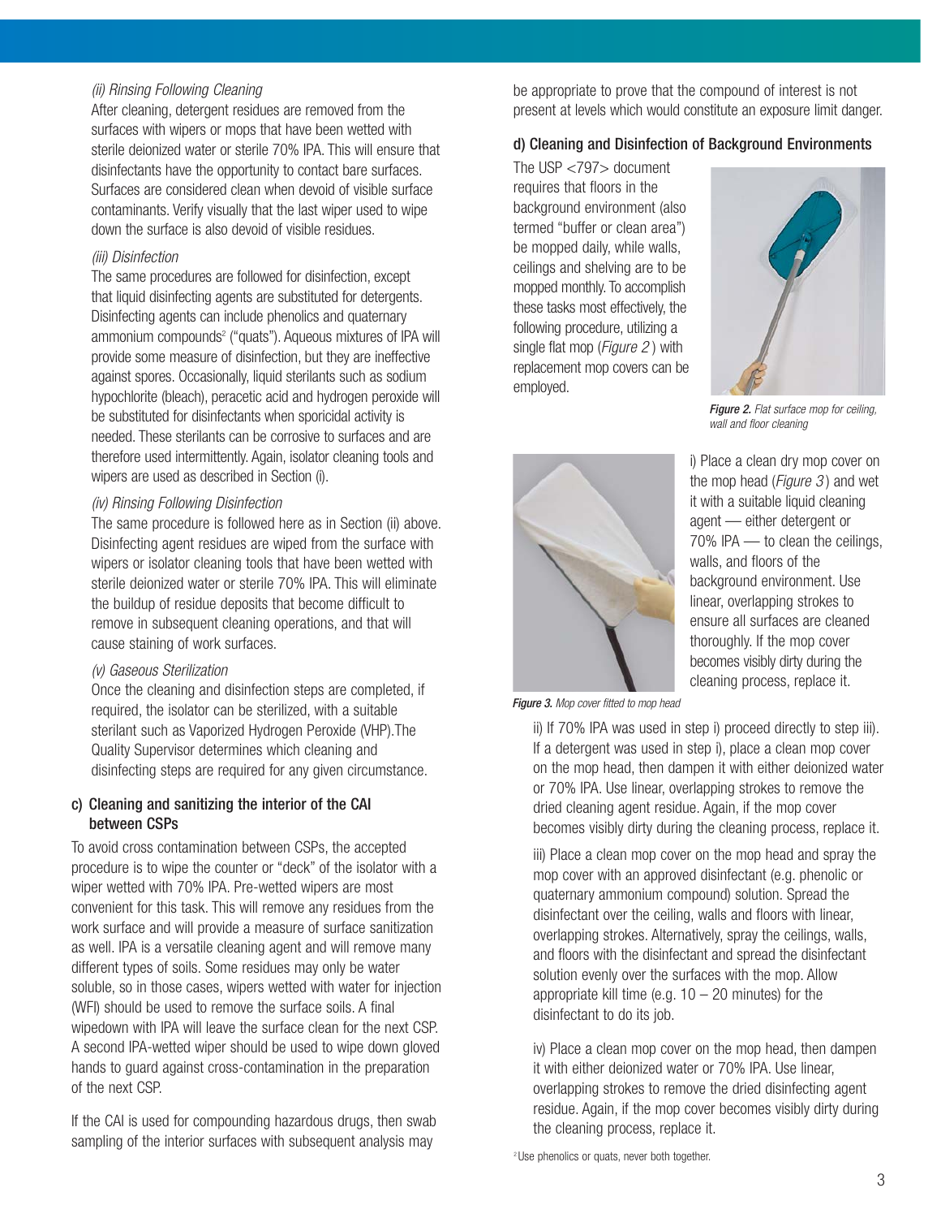*(ii) Rinsing Following Cleaning*

After cleaning, detergent residues are removed from the surfaces with wipers or mops that have been wetted with sterile deionized water or sterile 70% IPA. This will ensure that disinfectants have the opportunity to contact bare surfaces. Surfaces are considered clean when devoid of visible surface contaminants. Verify visually that the last wiper used to wipe down the surface is also devoid of visible residues.

*(iii) Disinfection*

The same procedures are followed for disinfection, except that liquid disinfecting agents are substituted for detergents. Disinfecting agents can include phenolics and quaternary ammonium compounds[2] ("quats"). Aqueous mixtures of IPA will provide some measure of disinfection, but they are ineffective against spores. Occasionally, liquid sterilants such as sodium hypochlorite (bleach), peracetic acid and hydrogen peroxide will be substituted for disinfectants when sporicidal activity is needed. These sterilants can be corrosive to surfaces and are therefore used intermittently. Again, isolator cleaning tools and wipers are used as described in Section (i).

*(iv) Rinsing Following Disinfection*

The same procedure is followed here as in Section (ii) above. Disinfecting agent residues are wiped from the surface with wipers or isolator cleaning tools that have been wetted with sterile deionized water or sterile 70% IPA. This will eliminate the buildup of residue deposits that become difficult to remove in subsequent cleaning operations, and that will cause staining of work surfaces.

*(v) Gaseous Sterilization*

Once the cleaning and disinfection steps are completed, if required, the isolator can be sterilized, with a suitable sterilant such as Vaporized Hydrogen Peroxide (VHP).The Quality Supervisor determines which cleaning and disinfecting steps are required for any given circumstance.

### c) Cleaning and sanitizing the interior of the CAI between CSPs

To avoid cross contamination between CSPs, the accepted procedure is to wipe the counter or "deck" of the isolator with a wiper wetted with 70% IPA. Pre-wetted wipers are most convenient for this task. This will remove any residues from the work surface and will provide a measure of surface sanitization as well. IPA is a versatile cleaning agent and will remove many different types of soils. Some residues may only be water soluble, so in those cases, wipers wetted with water for injection (WFI) should be used to remove the surface soils. A final wipedown with IPA will leave the surface clean for the next CSP. A second IPA-wetted wiper should be used to wipe down gloved hands to guard against cross-contamination in the preparation of the next CSP.

If the CAI is used for compounding hazardous drugs, then swab sampling of the interior surfaces with subsequent analysis may be appropriate to prove that the compound of interest is not present at levels which would constitute an exposure limit danger.

### d) Cleaning and Disinfection of Background Environments

The USP <797> document requires that floors in the background environment (also termed "buffer or clean area") be mopped daily, while walls, ceilings and shelving are to be mopped monthly. To accomplish these tasks most effectively, the following procedure, utilizing a single flat mop (*Figure 2*) with replacement mop covers can be employed.

***Figure 2.*** *Flat surface mop for ceiling, wall and floor cleaning*

i) Place a clean dry mop cover on the mop head (*Figure 3*) and wet it with a suitable liquid cleaning agent — either detergent or 70% IPA — to clean the ceilings, walls, and floors of the background environment. Use linear, overlapping strokes to ensure all surfaces are cleaned thoroughly. If the mop cover becomes visibly dirty during the cleaning process, replace it.

***Figure 3.*** *Mop cover fitted to mop head*

ii) If 70% IPA was used in step i) proceed directly to step iii). If a detergent was used in step i), place a clean mop cover on the mop head, then dampen it with either deionized water or 70% IPA. Use linear, overlapping strokes to remove the dried cleaning agent residue. Again, if the mop cover becomes visibly dirty during the cleaning process, replace it.

iii) Place a clean mop cover on the mop head and spray the mop cover with an approved disinfectant (e.g. phenolic or quaternary ammonium compound) solution. Spread the disinfectant over the ceiling, walls and floors with linear, overlapping strokes. Alternatively, spray the ceilings, walls, and floors with the disinfectant and spread the disinfectant solution evenly over the surfaces with the mop. Allow appropriate kill time (e.g. 10 – 20 minutes) for the disinfectant to do its job.

iv) Place a clean mop cover on the mop head, then dampen it with either deionized water or 70% IPA. Use linear, overlapping strokes to remove the dried disinfecting agent residue. Again, if the mop cover becomes visibly dirty during the cleaning process, replace it.

[2] Use phenolics or quats, never both together.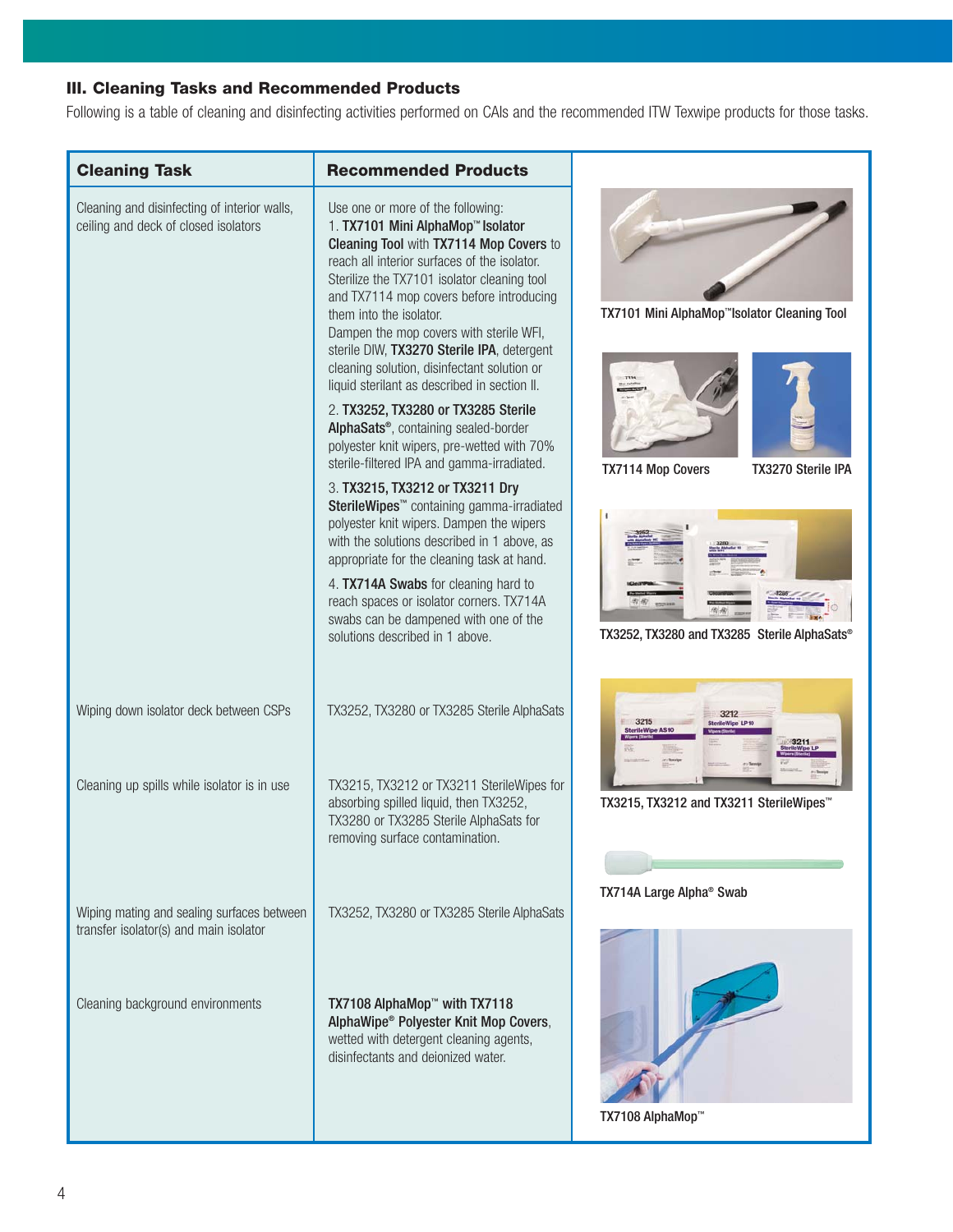### III. Cleaning Tasks and Recommended Products

Following is a table of cleaning and disinfecting activities performed on CAIs and the recommended ITW Texwipe products for those tasks.

| Cleaning Task | Recommended Products |
|---|---|
| Cleaning and disinfecting of interior walls, ceiling and deck of closed isolators | Use one or more of the following:<br>1. **TX7101 Mini AlphaMop™ Isolator Cleaning Tool** with **TX7114 Mop Covers** to reach all interior surfaces of the isolator. Sterilize the TX7101 isolator cleaning tool and TX7114 mop covers before introducing them into the isolator. Dampen the mop covers with sterile WFI, sterile DIW, **TX3270 Sterile IPA**, detergent cleaning solution, disinfectant solution or liquid sterilant as described in section II.<br>2. **TX3252, TX3280 or TX3285 Sterile AlphaSats®**, containing sealed-border polyester knit wipers, pre-wetted with 70% sterile-filtered IPA and gamma-irradiated.<br>3. **TX3215, TX3212 or TX3211 Dry SterileWipes™** containing gamma-irradiated polyester knit wipers. Dampen the wipers with the solutions described in 1 above, as appropriate for the cleaning task at hand.<br>4. **TX714A Swabs** for cleaning hard to reach spaces or isolator corners. TX714A swabs can be dampened with one of the solutions described in 1 above. |
| Wiping down isolator deck between CSPs | TX3252, TX3280 or TX3285 Sterile AlphaSats |
| Cleaning up spills while isolator is in use | TX3215, TX3212 or TX3211 SterileWipes for absorbing spilled liquid, then TX3252, TX3280 or TX3285 Sterile AlphaSats for removing surface contamination. |
| Wiping mating and sealing surfaces between transfer isolator(s) and main isolator | TX3252, TX3280 or TX3285 Sterile AlphaSats |
| Cleaning background environments | **TX7108 AlphaMop™ with TX7118 AlphaWipe® Polyester Knit Mop Covers**, wetted with detergent cleaning agents, disinfectants and deionized water. |

TX7101 Mini AlphaMop™ Isolator Cleaning Tool

TX7114 Mop Covers

TX3270 Sterile IPA

TX3252, TX3280 and TX3285 Sterile AlphaSats®

TX3215, TX3212 and TX3211 SterileWipes™

TX714A Large Alpha® Swab

TX7108 AlphaMop™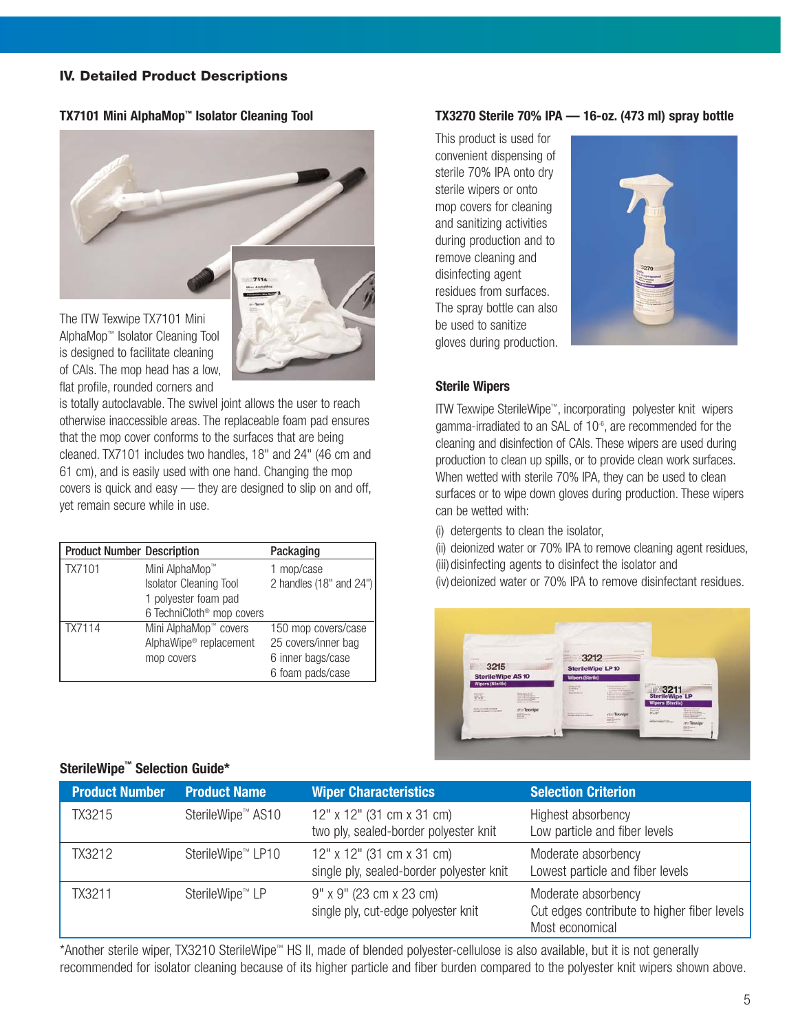## IV. Detailed Product Descriptions

### TX7101 Mini AlphaMop™ Isolator Cleaning Tool

The ITW Texwipe TX7101 Mini AlphaMop™ Isolator Cleaning Tool is designed to facilitate cleaning of CAIs. The mop head has a low, flat profile, rounded corners and is totally autoclavable. The swivel joint allows the user to reach otherwise inaccessible areas. The replaceable foam pad ensures that the mop cover conforms to the surfaces that are being cleaned. TX7101 includes two handles, 18" and 24" (46 cm and 61 cm), and is easily used with one hand. Changing the mop covers is quick and easy — they are designed to slip on and off, yet remain secure while in use.

| Product Number | Description | Packaging |
|---|---|---|
| TX7101 | Mini AlphaMop™ Isolator Cleaning Tool<br>1 polyester foam pad<br>6 TechniCloth® mop covers | 1 mop/case<br>2 handles (18" and 24") |
| TX7114 | Mini AlphaMop™ covers AlphaWipe® replacement mop covers | 150 mop covers/case<br>25 covers/inner bag<br>6 inner bags/case<br>6 foam pads/case |

### TX3270 Sterile 70% IPA — 16-oz. (473 ml) spray bottle

This product is used for convenient dispensing of sterile 70% IPA onto dry sterile wipers or onto mop covers for cleaning and sanitizing activities during production and to remove cleaning and disinfecting agent residues from surfaces. The spray bottle can also be used to sanitize gloves during production.

### Sterile Wipers

ITW Texwipe SterileWipe™, incorporating polyester knit wipers gamma-irradiated to an SAL of $10^{-6}$, are recommended for the cleaning and disinfection of CAIs. These wipers are used during production to clean up spills, or to provide clean work surfaces. When wetted with sterile 70% IPA, they can be used to clean surfaces or to wipe down gloves during production. These wipers can be wetted with:

(i) detergents to clean the isolator,
(ii) deionized water or 70% IPA to remove cleaning agent residues,
(iii) disinfecting agents to disinfect the isolator and
(iv) deionized water or 70% IPA to remove disinfectant residues.

### SterileWipe™ Selection Guide*

| Product Number | Product Name | Wiper Characteristics | Selection Criterion |
|---|---|---|---|
| TX3215 | SterileWipe™ AS10 | 12" x 12" (31 cm x 31 cm)<br>two ply, sealed-border polyester knit | Highest absorbency<br>Low particle and fiber levels |
| TX3212 | SterileWipe™ LP10 | 12" x 12" (31 cm x 31 cm)<br>single ply, sealed-border polyester knit | Moderate absorbency<br>Lowest particle and fiber levels |
| TX3211 | SterileWipe™ LP | 9" x 9" (23 cm x 23 cm)<br>single ply, cut-edge polyester knit | Moderate absorbency<br>Cut edges contribute to higher fiber levels<br>Most economical |

*Another sterile wiper, TX3210 SterileWipe™ HS II, made of blended polyester-cellulose is also available, but it is not generally recommended for isolator cleaning because of its higher particle and fiber burden compared to the polyester knit wipers shown above.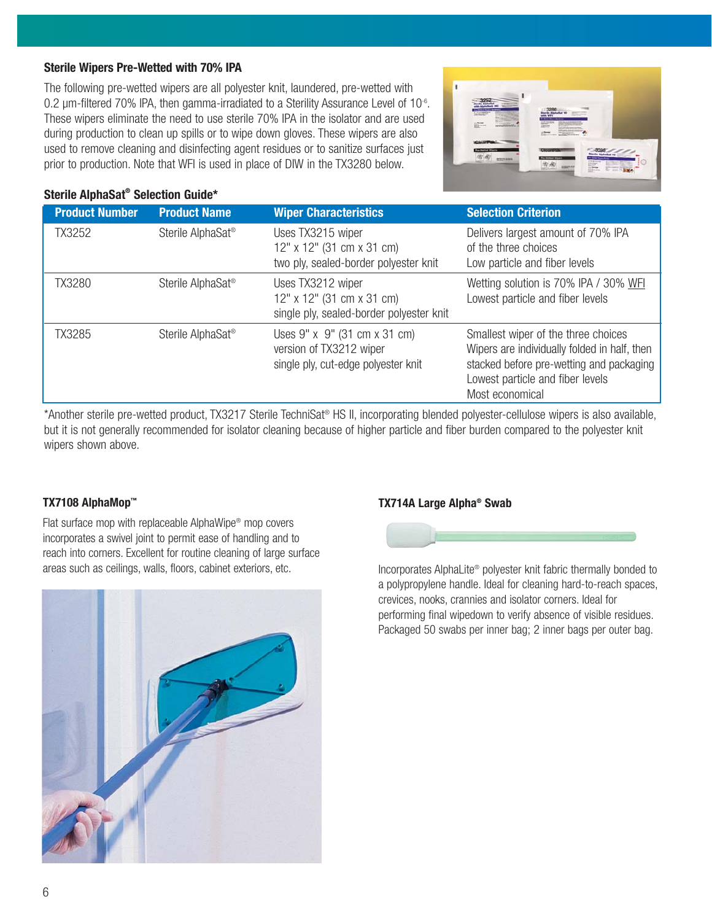### Sterile Wipers Pre-Wetted with 70% IPA

The following pre-wetted wipers are all polyester knit, laundered, pre-wetted with 0.2 µm-filtered 70% IPA, then gamma-irradiated to a Sterility Assurance Level of $10^{-6}$. These wipers eliminate the need to use sterile 70% IPA in the isolator and are used during production to clean up spills or to wipe down gloves. These wipers are also used to remove cleaning and disinfecting agent residues or to sanitize surfaces just prior to production. Note that WFI is used in place of DIW in the TX3280 below.

### Sterile AlphaSat® Selection Guide*

| Product Number | Product Name | Wiper Characteristics | Selection Criterion |
|---|---|---|---|
| TX3252 | Sterile AlphaSat® | Uses TX3215 wiper<br>12" x 12" (31 cm x 31 cm)<br>two ply, sealed-border polyester knit | Delivers largest amount of 70% IPA of the three choices<br>Low particle and fiber levels |
| TX3280 | Sterile AlphaSat® | Uses TX3212 wiper<br>12" x 12" (31 cm x 31 cm)<br>single ply, sealed-border polyester knit | Wetting solution is 70% IPA / 30% WFI<br>Lowest particle and fiber levels |
| TX3285 | Sterile AlphaSat® | Uses 9" x 9" (31 cm x 31 cm) version of TX3212 wiper<br>single ply, cut-edge polyester knit | Smallest wiper of the three choices<br>Wipers are individually folded in half, then stacked before pre-wetting and packaging<br>Lowest particle and fiber levels<br>Most economical |

*Another sterile pre-wetted product, TX3217 Sterile TechniSat® HS II, incorporating blended polyester-cellulose wipers is also available, but it is not generally recommended for isolator cleaning because of higher particle and fiber burden compared to the polyester knit wipers shown above.

### TX7108 AlphaMop™

Flat surface mop with replaceable AlphaWipe® mop covers incorporates a swivel joint to permit ease of handling and to reach into corners. Excellent for routine cleaning of large surface areas such as ceilings, walls, floors, cabinet exteriors, etc.

### TX714A Large Alpha® Swab

Incorporates AlphaLite® polyester knit fabric thermally bonded to a polypropylene handle. Ideal for cleaning hard-to-reach spaces, crevices, nooks, crannies and isolator corners. Ideal for performing final wipedown to verify absence of visible residues. Packaged 50 swabs per inner bag; 2 inner bags per outer bag.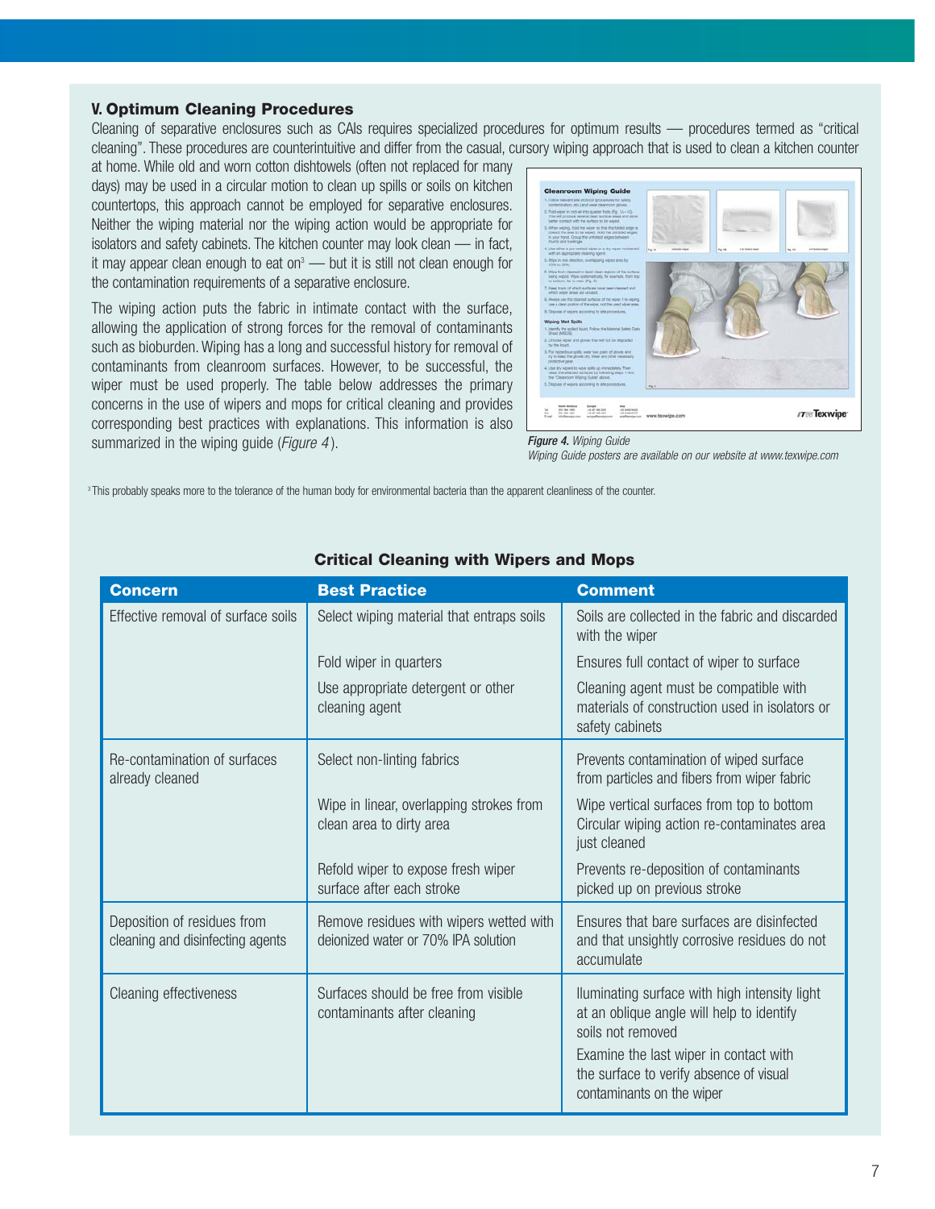## V. Optimum Cleaning Procedures

Cleaning of separative enclosures such as CAIs requires specialized procedures for optimum results — procedures termed as "critical cleaning". These procedures are counterintuitive and differ from the casual, cursory wiping approach that is used to clean a kitchen counter at home. While old and worn cotton dishtowels (often not replaced for many days) may be used in a circular motion to clean up spills or soils on kitchen countertops, this approach cannot be employed for separative enclosures. Neither the wiping material nor the wiping action would be appropriate for isolators and safety cabinets. The kitchen counter may look clean — in fact, it may appear clean enough to eat on[3] — but it is still not clean enough for the contamination requirements of a separative enclosure.

The wiping action puts the fabric in intimate contact with the surface, allowing the application of strong forces for the removal of contaminants such as bioburden. Wiping has a long and successful history for removal of contaminants from cleanroom surfaces. However, to be successful, the wiper must be used properly. The table below addresses the primary concerns in the use of wipers and mops for critical cleaning and provides corresponding best practices with explanations. This information is also summarized in the wiping guide (*Figure 4*).

***Figure 4.*** *Wiping Guide*
*Wiping Guide posters are available on our website at www.texwipe.com*

[3] This probably speaks more to the tolerance of the human body for environmental bacteria than the apparent cleanliness of the counter.

### Critical Cleaning with Wipers and Mops

| Concern | Best Practice | Comment |
|---|---|---|
| Effective removal of surface soils | Select wiping material that entraps soils | Soils are collected in the fabric and discarded with the wiper |
| | Fold wiper in quarters | Ensures full contact of wiper to surface |
| | Use appropriate detergent or other cleaning agent | Cleaning agent must be compatible with materials of construction used in isolators or safety cabinets |
| Re-contamination of surfaces already cleaned | Select non-linting fabrics | Prevents contamination of wiped surface from particles and fibers from wiper fabric |
| | Wipe in linear, overlapping strokes from clean area to dirty area | Wipe vertical surfaces from top to bottom. Circular wiping action re-contaminates area just cleaned |
| | Refold wiper to expose fresh wiper surface after each stroke | Prevents re-deposition of contaminants picked up on previous stroke |
| Deposition of residues from cleaning and disinfecting agents | Remove residues with wipers wetted with deionized water or 70% IPA solution | Ensures that bare surfaces are disinfected and that unsightly corrosive residues do not accumulate |
| Cleaning effectiveness | Surfaces should be free from visible contaminants after cleaning | Iluminating surface with high intensity light at an oblique angle will help to identify soils not removed. Examine the last wiper in contact with the surface to verify absence of visual contaminants on the wiper |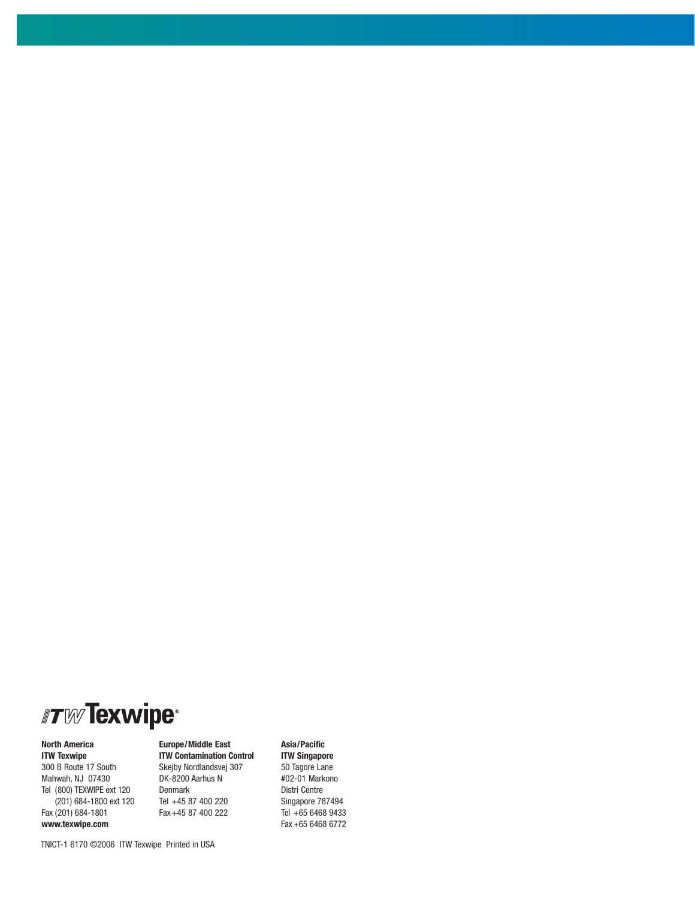ITW Texwipe®

**North America**
**ITW Texwipe**
300 B Route 17 South
Mahwah, NJ 07430
Tel (800) TEXWIPE ext 120
(201) 684-1800 ext 120
Fax (201) 684-1801
**www.texwipe.com**

**Europe/Middle East**
**ITW Contamination Control**
Skejby Nordlandsvej 307
DK-8200 Aarhus N
Denmark
Tel +45 87 400 220
Fax +45 87 400 222

**Asia/Pacific**
**ITW Singapore**
50 Tagore Lane
#02-01 Markono
Distri Centre
Singapore 787494
Tel +65 6468 9433
Fax +65 6468 6772

TNICT-1 6170 ©2006 ITW Texwipe Printed in USA